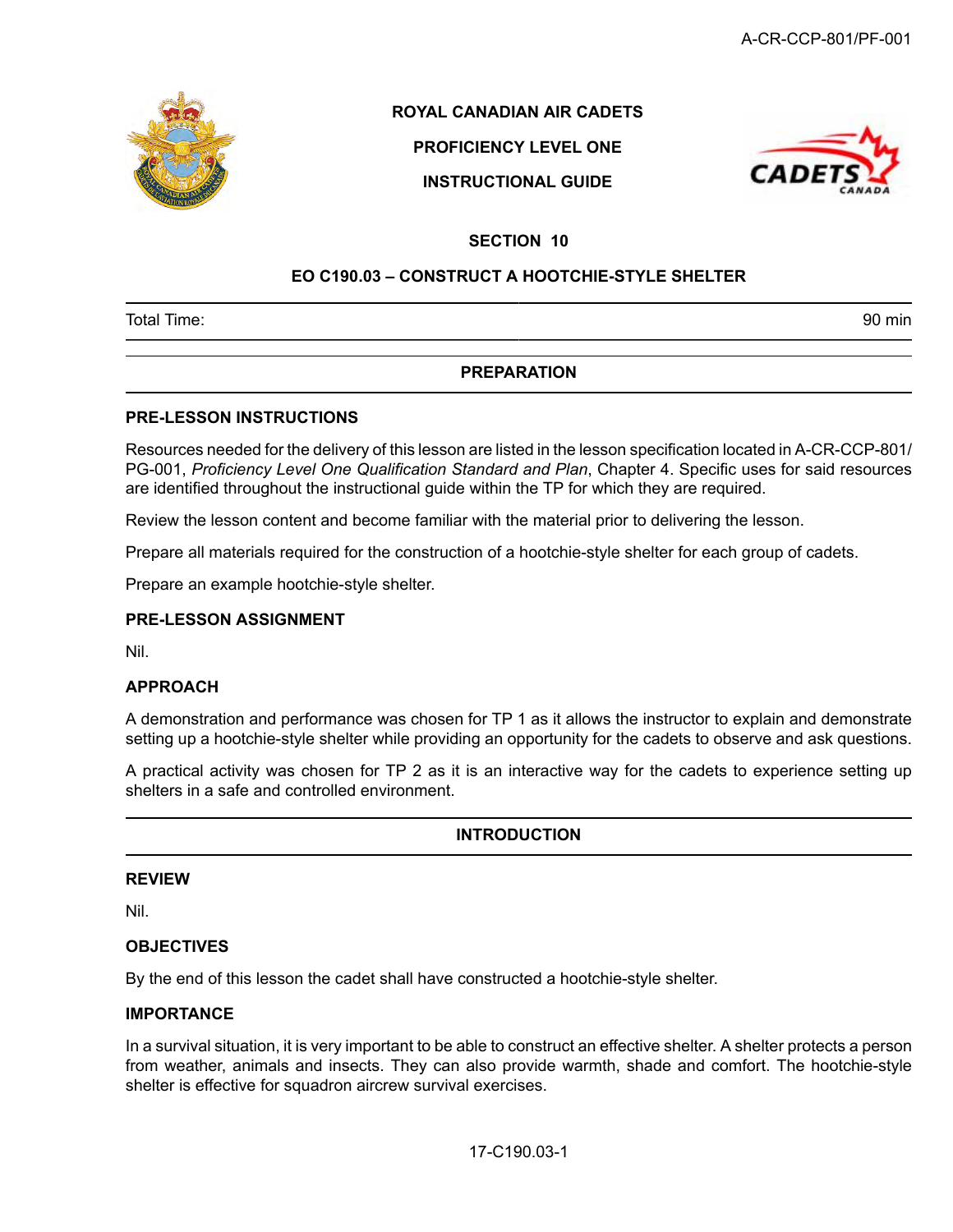ROYAL CANADIAN AIR CADETS

PROFICIENCY LEVEL ONE

INSTRUCTIONAL GUIDE

# SECTION 10

# EO C190.03 – CONSTRUCT A HOOTCHIE-STYLE SHELTER

| Total Time: | 90 min |
|---|---|

## PREPARATION

### PRE-LESSON INSTRUCTIONS

Resources needed for the delivery of this lesson are listed in the lesson specification located in A-CR-CCP-801/PG-001, *Proficiency Level One Qualification Standard and Plan*, Chapter 4. Specific uses for said resources are identified throughout the instructional guide within the TP for which they are required.

Review the lesson content and become familiar with the material prior to delivering the lesson.

Prepare all materials required for the construction of a hootchie-style shelter for each group of cadets.

Prepare an example hootchie-style shelter.

### PRE-LESSON ASSIGNMENT

Nil.

### APPROACH

A demonstration and performance was chosen for TP 1 as it allows the instructor to explain and demonstrate setting up a hootchie-style shelter while providing an opportunity for the cadets to observe and ask questions.

A practical activity was chosen for TP 2 as it is an interactive way for the cadets to experience setting up shelters in a safe and controlled environment.

## INTRODUCTION

### REVIEW

Nil.

### OBJECTIVES

By the end of this lesson the cadet shall have constructed a hootchie-style shelter.

### IMPORTANCE

In a survival situation, it is very important to be able to construct an effective shelter. A shelter protects a person from weather, animals and insects. They can also provide warmth, shade and comfort. The hootchie-style shelter is effective for squadron aircrew survival exercises.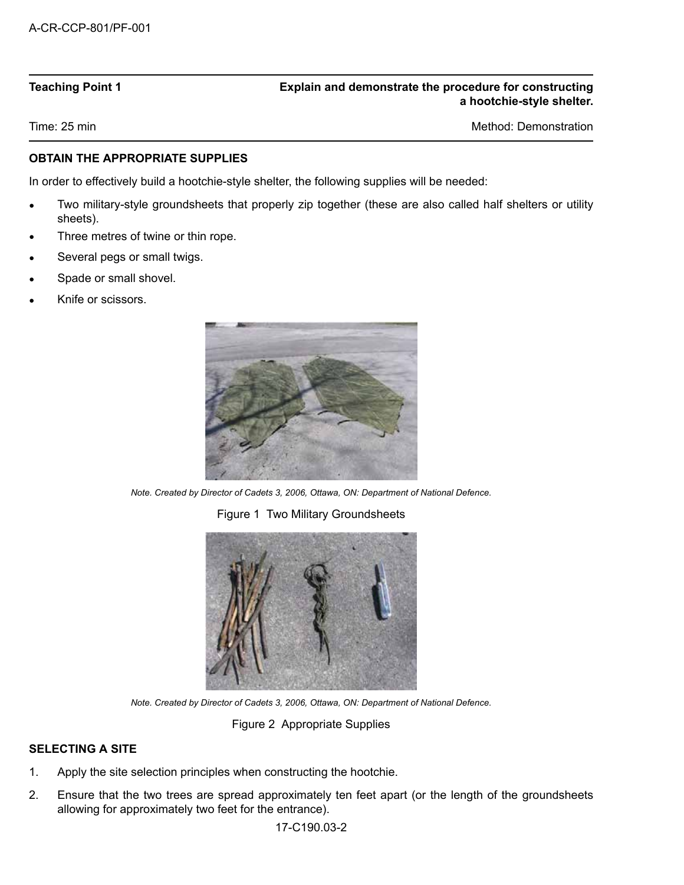| Teaching Point 1 | Explain and demonstrate the procedure for constructing a hootchie-style shelter. |
| --- | --- |
| Time: 25 min | Method: Demonstration |

**OBTAIN THE APPROPRIATE SUPPLIES**

In order to effectively build a hootchie-style shelter, the following supplies will be needed:

- Two military-style groundsheets that properly zip together (these are also called half shelters or utility sheets).
- Three metres of twine or thin rope.
- Several pegs or small twigs.
- Spade or small shovel.
- Knife or scissors.

*Note. Created by Director of Cadets 3, 2006, Ottawa, ON: Department of National Defence.*

Figure 1 Two Military Groundsheets

*Note. Created by Director of Cadets 3, 2006, Ottawa, ON: Department of National Defence.*

Figure 2 Appropriate Supplies

**SELECTING A SITE**

1. Apply the site selection principles when constructing the hootchie.
2. Ensure that the two trees are spread approximately ten feet apart (or the length of the groundsheets allowing for approximately two feet for the entrance).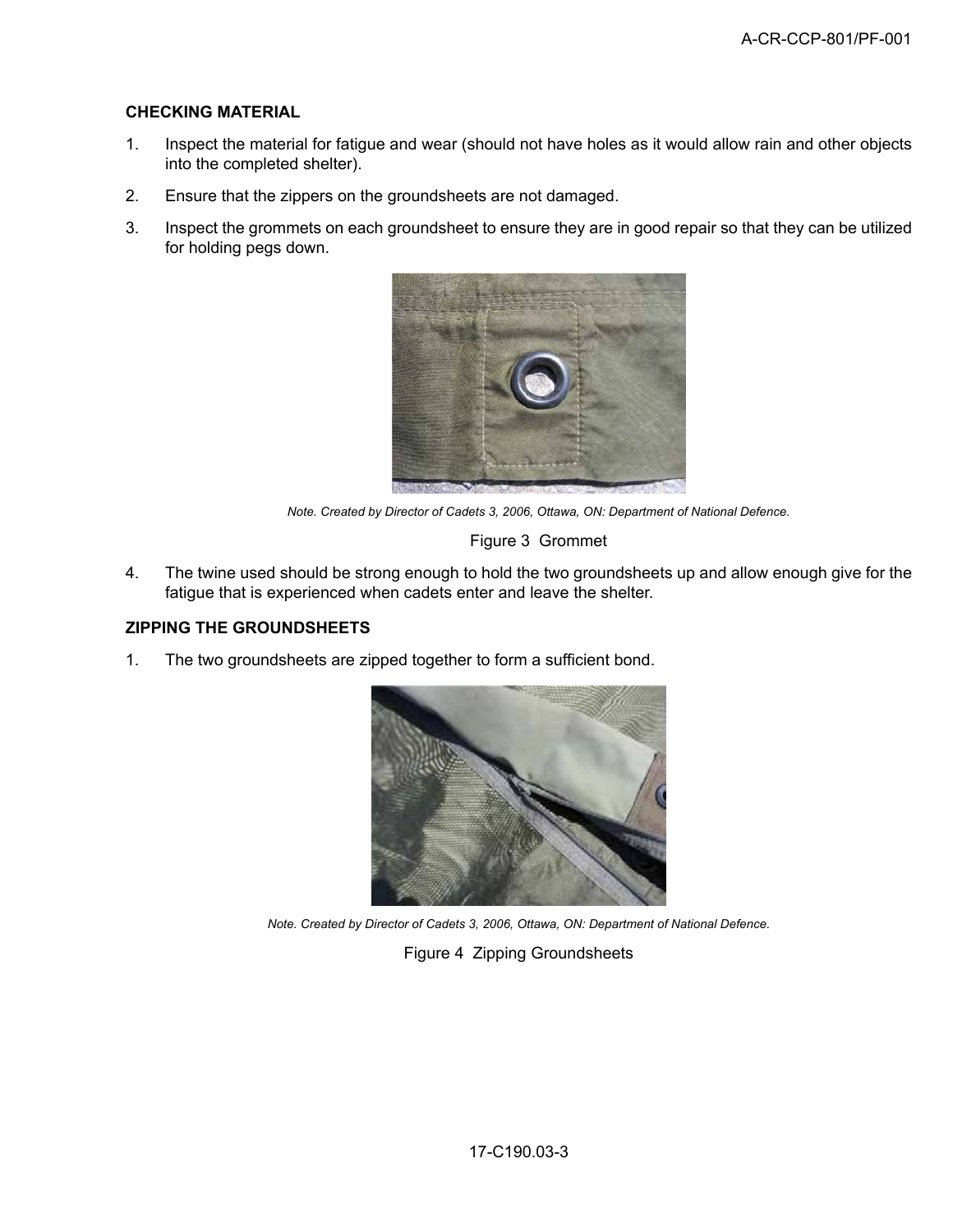**CHECKING MATERIAL**

1. Inspect the material for fatigue and wear (should not have holes as it would allow rain and other objects into the completed shelter).
2. Ensure that the zippers on the groundsheets are not damaged.
3. Inspect the grommets on each groundsheet to ensure they are in good repair so that they can be utilized for holding pegs down.

*Note. Created by Director of Cadets 3, 2006, Ottawa, ON: Department of National Defence.*

Figure 3 Grommet

4. The twine used should be strong enough to hold the two groundsheets up and allow enough give for the fatigue that is experienced when cadets enter and leave the shelter.

**ZIPPING THE GROUNDSHEETS**

1. The two groundsheets are zipped together to form a sufficient bond.

*Note. Created by Director of Cadets 3, 2006, Ottawa, ON: Department of National Defence.*

Figure 4 Zipping Groundsheets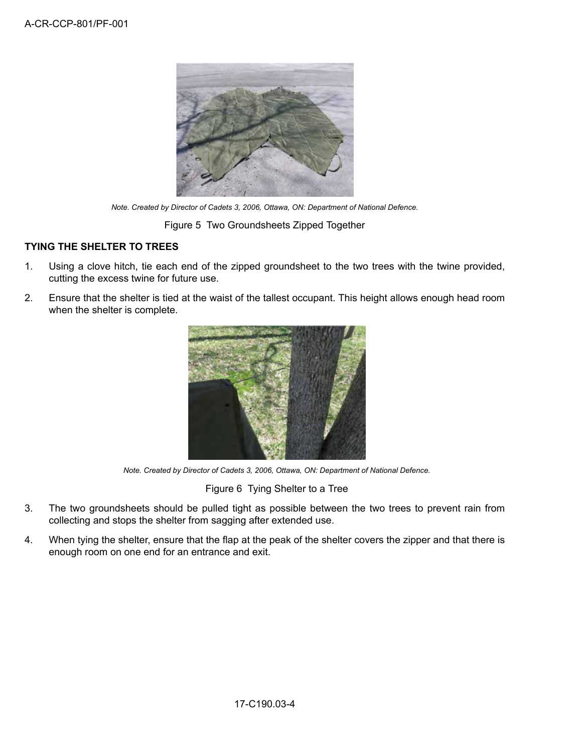*Note. Created by Director of Cadets 3, 2006, Ottawa, ON: Department of National Defence.*

Figure 5 Two Groundsheets Zipped Together

**TYING THE SHELTER TO TREES**

1. Using a clove hitch, tie each end of the zipped groundsheet to the two trees with the twine provided, cutting the excess twine for future use.
2. Ensure that the shelter is tied at the waist of the tallest occupant. This height allows enough head room when the shelter is complete.

*Note. Created by Director of Cadets 3, 2006, Ottawa, ON: Department of National Defence.*

Figure 6 Tying Shelter to a Tree

3. The two groundsheets should be pulled tight as possible between the two trees to prevent rain from collecting and stops the shelter from sagging after extended use.
4. When tying the shelter, ensure that the flap at the peak of the shelter covers the zipper and that there is enough room on one end for an entrance and exit.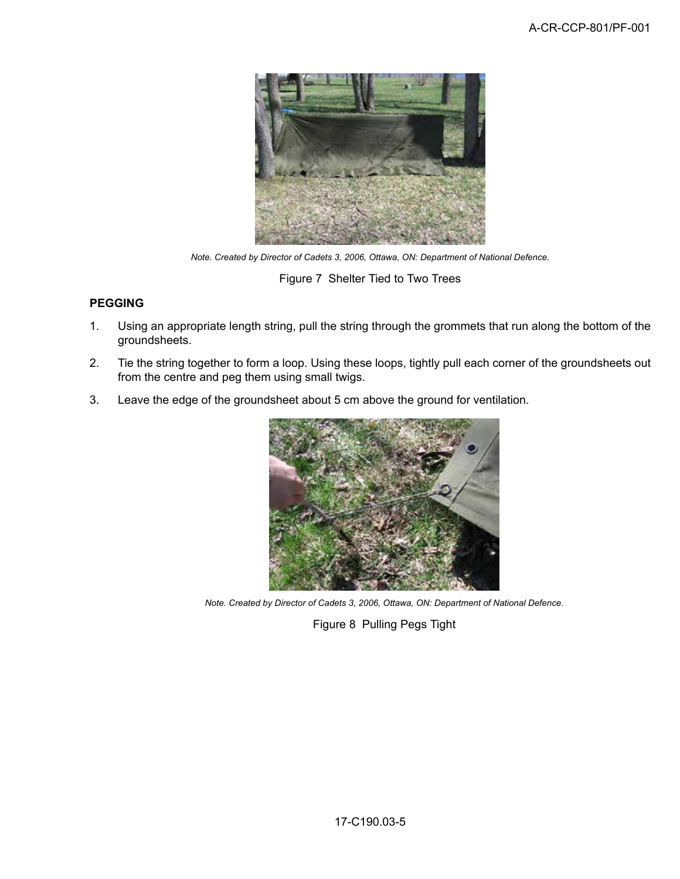*Note. Created by Director of Cadets 3, 2006, Ottawa, ON: Department of National Defence.*

Figure 7 Shelter Tied to Two Trees

**PEGGING**

1. Using an appropriate length string, pull the string through the grommets that run along the bottom of the groundsheets.
2. Tie the string together to form a loop. Using these loops, tightly pull each corner of the groundsheets out from the centre and peg them using small twigs.
3. Leave the edge of the groundsheet about 5 cm above the ground for ventilation.

*Note. Created by Director of Cadets 3, 2006, Ottawa, ON: Department of National Defence.*

Figure 8 Pulling Pegs Tight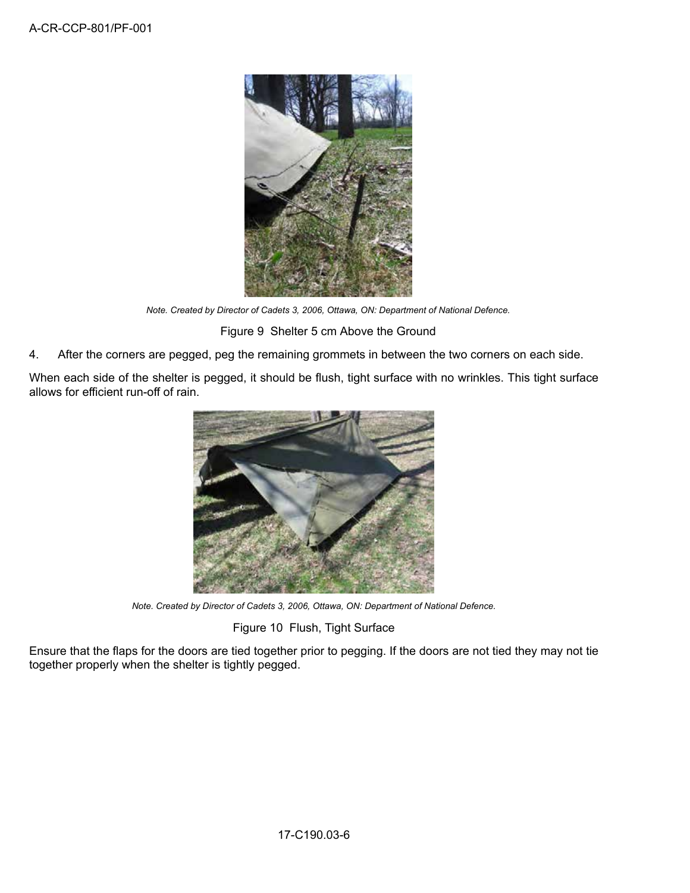*Note. Created by Director of Cadets 3, 2006, Ottawa, ON: Department of National Defence.*

Figure 9 Shelter 5 cm Above the Ground

4. After the corners are pegged, peg the remaining grommets in between the two corners on each side.

When each side of the shelter is pegged, it should be flush, tight surface with no wrinkles. This tight surface allows for efficient run-off of rain.

*Note. Created by Director of Cadets 3, 2006, Ottawa, ON: Department of National Defence.*

Figure 10 Flush, Tight Surface

Ensure that the flaps for the doors are tied together prior to pegging. If the doors are not tied they may not tie together properly when the shelter is tightly pegged.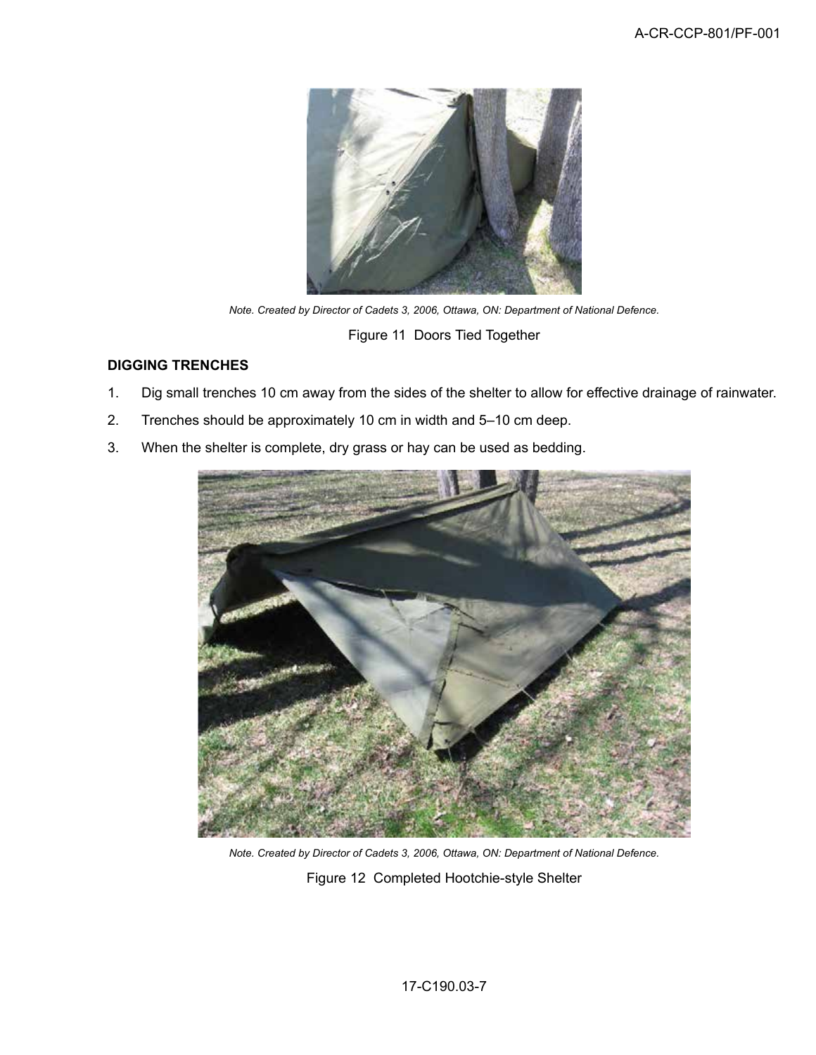*Note. Created by Director of Cadets 3, 2006, Ottawa, ON: Department of National Defence.*

Figure 11 Doors Tied Together

**DIGGING TRENCHES**

1. Dig small trenches 10 cm away from the sides of the shelter to allow for effective drainage of rainwater.
2. Trenches should be approximately 10 cm in width and 5–10 cm deep.
3. When the shelter is complete, dry grass or hay can be used as bedding.

*Note. Created by Director of Cadets 3, 2006, Ottawa, ON: Department of National Defence.*

Figure 12 Completed Hootchie-style Shelter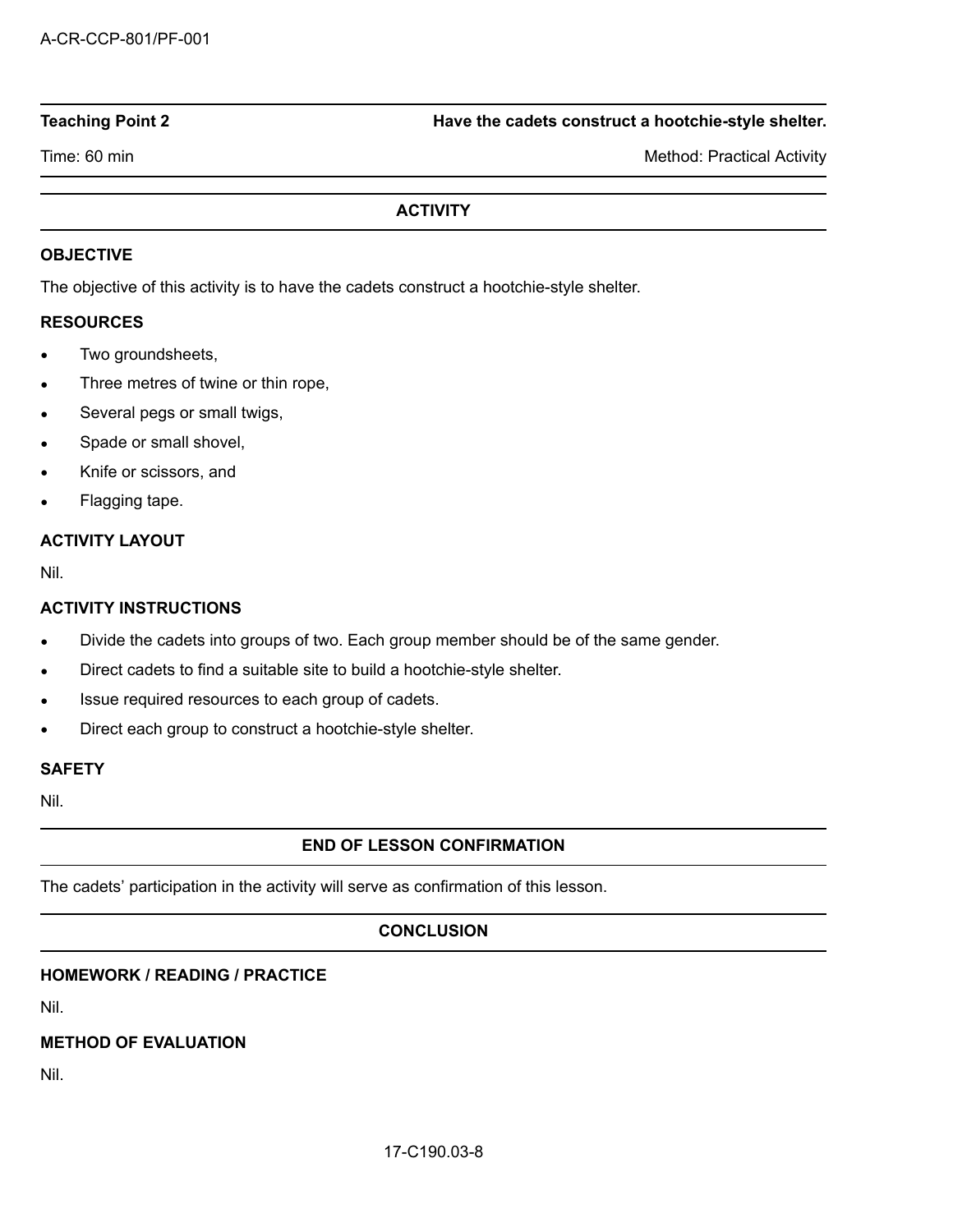**Teaching Point 2** **Have the cadets construct a hootchie-style shelter.**

Time: 60 min Method: Practical Activity

## ACTIVITY

### OBJECTIVE

The objective of this activity is to have the cadets construct a hootchie-style shelter.

### RESOURCES

- Two groundsheets,
- Three metres of twine or thin rope,
- Several pegs or small twigs,
- Spade or small shovel,
- Knife or scissors, and
- Flagging tape.

### ACTIVITY LAYOUT

Nil.

### ACTIVITY INSTRUCTIONS

- Divide the cadets into groups of two. Each group member should be of the same gender.
- Direct cadets to find a suitable site to build a hootchie-style shelter.
- Issue required resources to each group of cadets.
- Direct each group to construct a hootchie-style shelter.

### SAFETY

Nil.

## END OF LESSON CONFIRMATION

The cadets' participation in the activity will serve as confirmation of this lesson.

## CONCLUSION

### HOMEWORK / READING / PRACTICE

Nil.

### METHOD OF EVALUATION

Nil.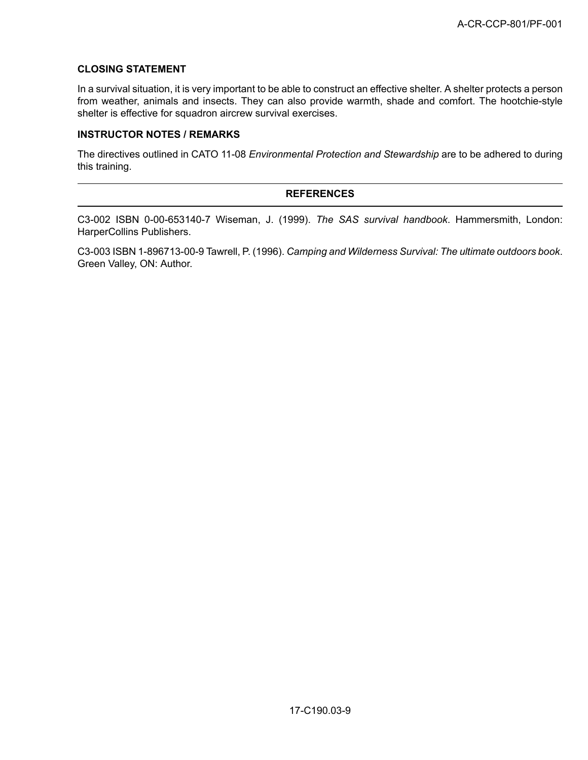**CLOSING STATEMENT**

In a survival situation, it is very important to be able to construct an effective shelter. A shelter protects a person from weather, animals and insects. They can also provide warmth, shade and comfort. The hootchie-style shelter is effective for squadron aircrew survival exercises.

**INSTRUCTOR NOTES / REMARKS**

The directives outlined in CATO 11-08 *Environmental Protection and Stewardship* are to be adhered to during this training.

---

**REFERENCES**

---

C3-002 ISBN 0-00-653140-7 Wiseman, J. (1999). *The SAS survival handbook*. Hammersmith, London: HarperCollins Publishers.

C3-003 ISBN 1-896713-00-9 Tawrell, P. (1996). *Camping and Wilderness Survival: The ultimate outdoors book*. Green Valley, ON: Author.